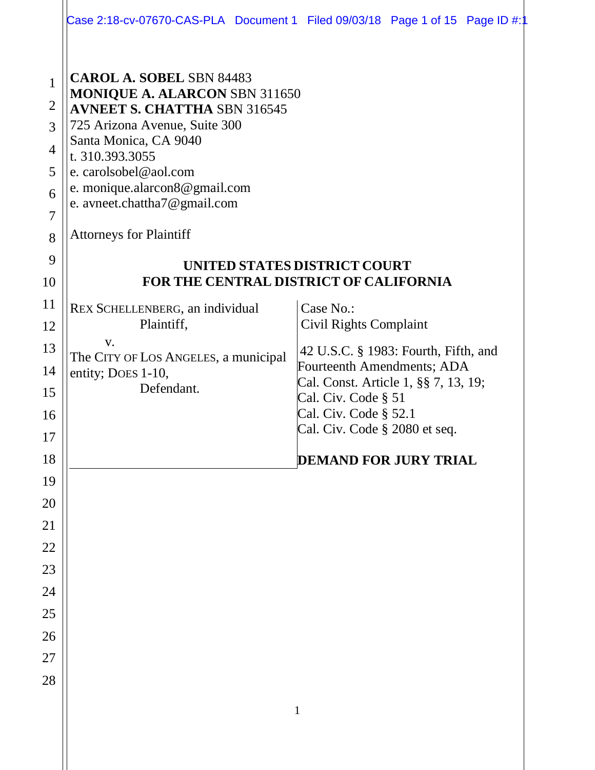**CAROL A. SOBEL** SBN 84483
**MONIQUE A. ALARCON** SBN 311650
**AVNEET S. CHATTHA** SBN 316545
725 Arizona Avenue, Suite 300
Santa Monica, CA 9040
t. 310.393.3055
e. carolsobel@aol.com
e. monique.alarcon8@gmail.com
e. avneet.chattha7@gmail.com

Attorneys for Plaintiff

**UNITED STATES DISTRICT COURT**
**FOR THE CENTRAL DISTRICT OF CALIFORNIA**

| | |
|---|---|
| REX SCHELLENBERG, an individual<br>Plaintiff,<br>v.<br>The CITY OF LOS ANGELES, a municipal entity; DOES 1-10,<br>Defendant. | Case No.:<br>Civil Rights Complaint<br><br>42 U.S.C. § 1983: Fourth, Fifth, and Fourteenth Amendments; ADA<br>Cal. Const. Article 1, §§ 7, 13, 19;<br>Cal. Civ. Code § 51<br>Cal. Civ. Code § 52.1<br>Cal. Civ. Code § 2080 et seq.<br><br>**DEMAND FOR JURY TRIAL** |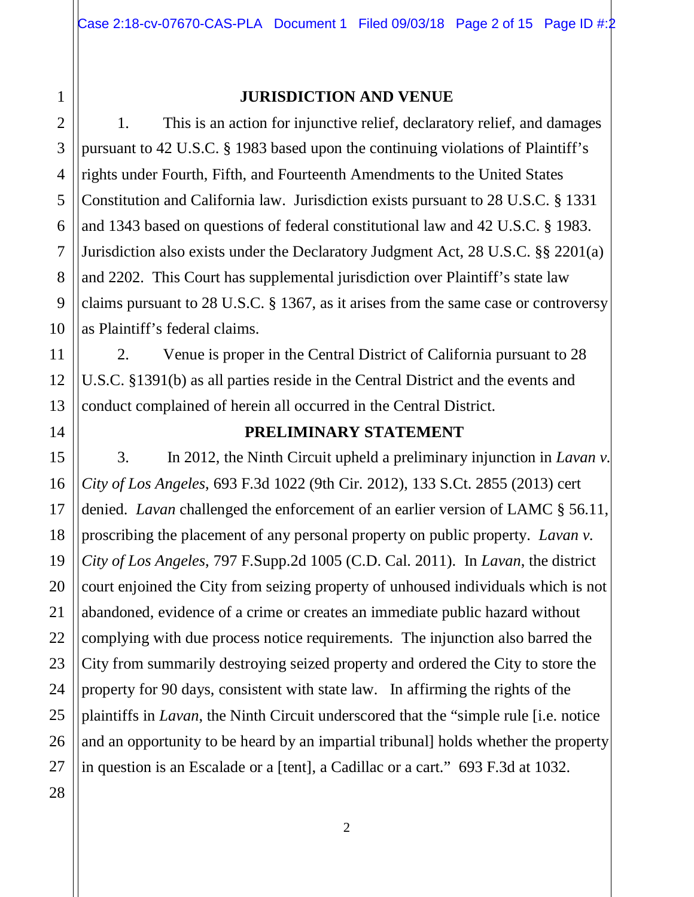## JURISDICTION AND VENUE

1. This is an action for injunctive relief, declaratory relief, and damages pursuant to 42 U.S.C. § 1983 based upon the continuing violations of Plaintiff's rights under Fourth, Fifth, and Fourteenth Amendments to the United States Constitution and California law. Jurisdiction exists pursuant to 28 U.S.C. § 1331 and 1343 based on questions of federal constitutional law and 42 U.S.C. § 1983. Jurisdiction also exists under the Declaratory Judgment Act, 28 U.S.C. §§ 2201(a) and 2202. This Court has supplemental jurisdiction over Plaintiff's state law claims pursuant to 28 U.S.C. § 1367, as it arises from the same case or controversy as Plaintiff's federal claims.

2. Venue is proper in the Central District of California pursuant to 28 U.S.C. §1391(b) as all parties reside in the Central District and the events and conduct complained of herein all occurred in the Central District.

## PRELIMINARY STATEMENT

3. In 2012, the Ninth Circuit upheld a preliminary injunction in *Lavan v. City of Los Angeles*, 693 F.3d 1022 (9th Cir. 2012), 133 S.Ct. 2855 (2013) cert denied. *Lavan* challenged the enforcement of an earlier version of LAMC § 56.11, proscribing the placement of any personal property on public property. *Lavan v. City of Los Angeles*, 797 F.Supp.2d 1005 (C.D. Cal. 2011). In *Lavan*, the district court enjoined the City from seizing property of unhoused individuals which is not abandoned, evidence of a crime or creates an immediate public hazard without complying with due process notice requirements. The injunction also barred the City from summarily destroying seized property and ordered the City to store the property for 90 days, consistent with state law. In affirming the rights of the plaintiffs in *Lavan*, the Ninth Circuit underscored that the "simple rule [i.e. notice and an opportunity to be heard by an impartial tribunal] holds whether the property in question is an Escalade or a [tent], a Cadillac or a cart." 693 F.3d at 1032.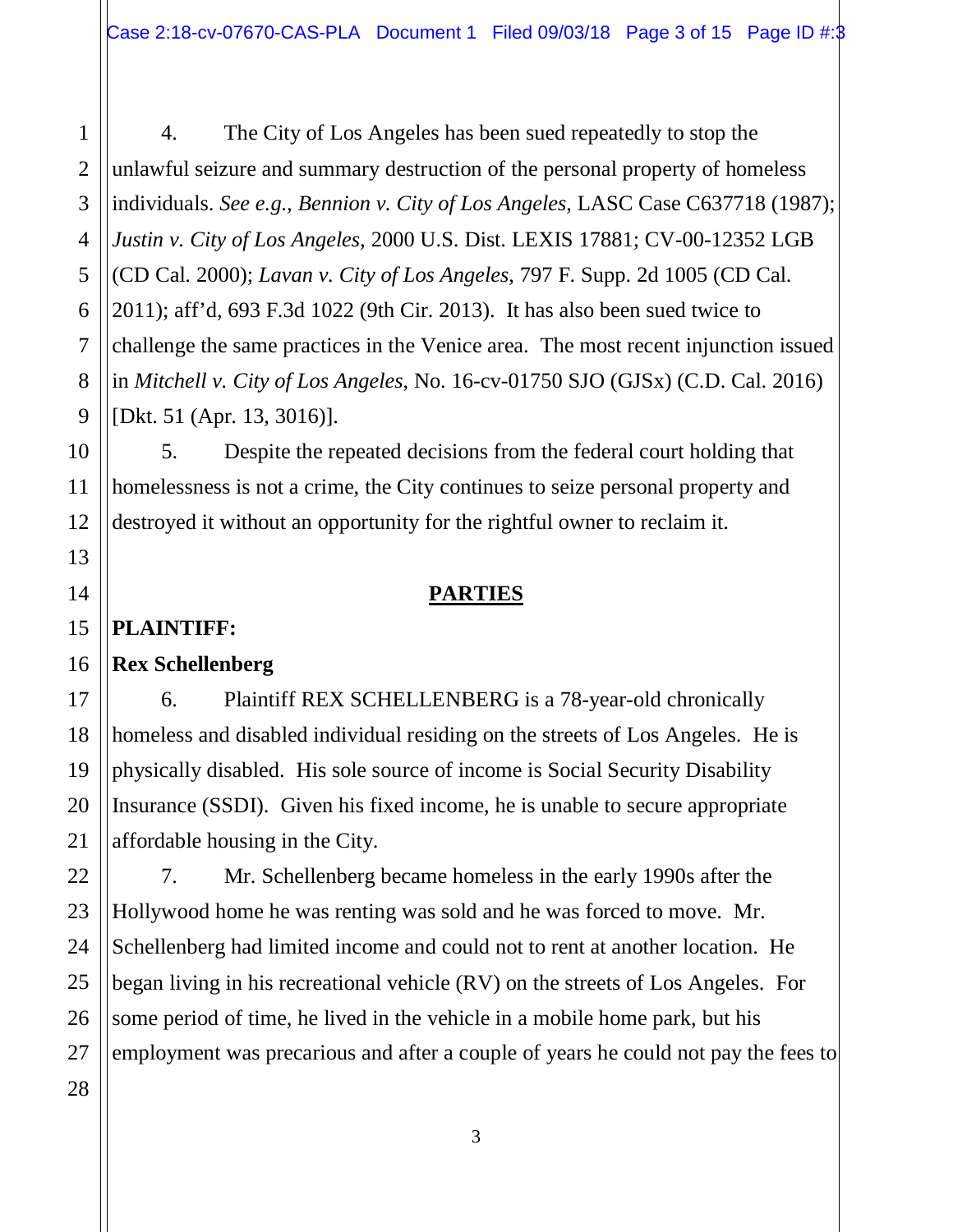4. The City of Los Angeles has been sued repeatedly to stop the unlawful seizure and summary destruction of the personal property of homeless individuals. *See e.g., Bennion v. City of Los Angeles*, LASC Case C637718 (1987); *Justin v. City of Los Angeles*, 2000 U.S. Dist. LEXIS 17881; CV-00-12352 LGB (CD Cal. 2000); *Lavan v. City of Los Angeles*, 797 F. Supp. 2d 1005 (CD Cal. 2011); aff'd, 693 F.3d 1022 (9th Cir. 2013). It has also been sued twice to challenge the same practices in the Venice area. The most recent injunction issued in *Mitchell v. City of Los Angeles*, No. 16-cv-01750 SJO (GJSx) (C.D. Cal. 2016) [Dkt. 51 (Apr. 13, 3016)].

5. Despite the repeated decisions from the federal court holding that homelessness is not a crime, the City continues to seize personal property and destroyed it without an opportunity for the rightful owner to reclaim it.

## PARTIES

**PLAINTIFF:**

**Rex Schellenberg**

6. Plaintiff REX SCHELLENBERG is a 78-year-old chronically homeless and disabled individual residing on the streets of Los Angeles. He is physically disabled. His sole source of income is Social Security Disability Insurance (SSDI). Given his fixed income, he is unable to secure appropriate affordable housing in the City.

7. Mr. Schellenberg became homeless in the early 1990s after the Hollywood home he was renting was sold and he was forced to move. Mr. Schellenberg had limited income and could not to rent at another location. He began living in his recreational vehicle (RV) on the streets of Los Angeles. For some period of time, he lived in the vehicle in a mobile home park, but his employment was precarious and after a couple of years he could not pay the fees to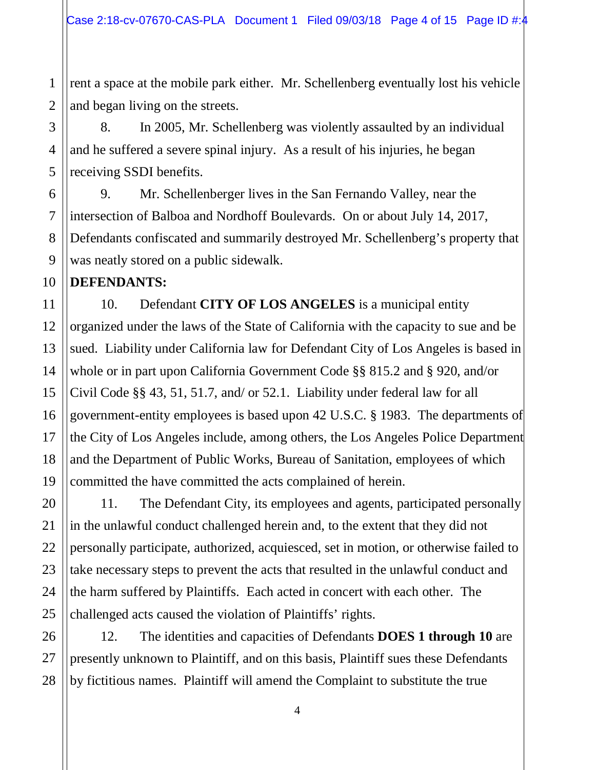rent a space at the mobile park either. Mr. Schellenberg eventually lost his vehicle and began living on the streets.

8. In 2005, Mr. Schellenberg was violently assaulted by an individual and he suffered a severe spinal injury. As a result of his injuries, he began receiving SSDI benefits.

9. Mr. Schellenberger lives in the San Fernando Valley, near the intersection of Balboa and Nordhoff Boulevards. On or about July 14, 2017, Defendants confiscated and summarily destroyed Mr. Schellenberg's property that was neatly stored on a public sidewalk.

**DEFENDANTS:**

10. Defendant **CITY OF LOS ANGELES** is a municipal entity organized under the laws of the State of California with the capacity to sue and be sued. Liability under California law for Defendant City of Los Angeles is based in whole or in part upon California Government Code §§ 815.2 and § 920, and/or Civil Code §§ 43, 51, 51.7, and/ or 52.1. Liability under federal law for all government-entity employees is based upon 42 U.S.C. § 1983. The departments of the City of Los Angeles include, among others, the Los Angeles Police Department and the Department of Public Works, Bureau of Sanitation, employees of which committed the have committed the acts complained of herein.

11. The Defendant City, its employees and agents, participated personally in the unlawful conduct challenged herein and, to the extent that they did not personally participate, authorized, acquiesced, set in motion, or otherwise failed to take necessary steps to prevent the acts that resulted in the unlawful conduct and the harm suffered by Plaintiffs. Each acted in concert with each other. The challenged acts caused the violation of Plaintiffs' rights.

12. The identities and capacities of Defendants **DOES 1 through 10** are presently unknown to Plaintiff, and on this basis, Plaintiff sues these Defendants by fictitious names. Plaintiff will amend the Complaint to substitute the true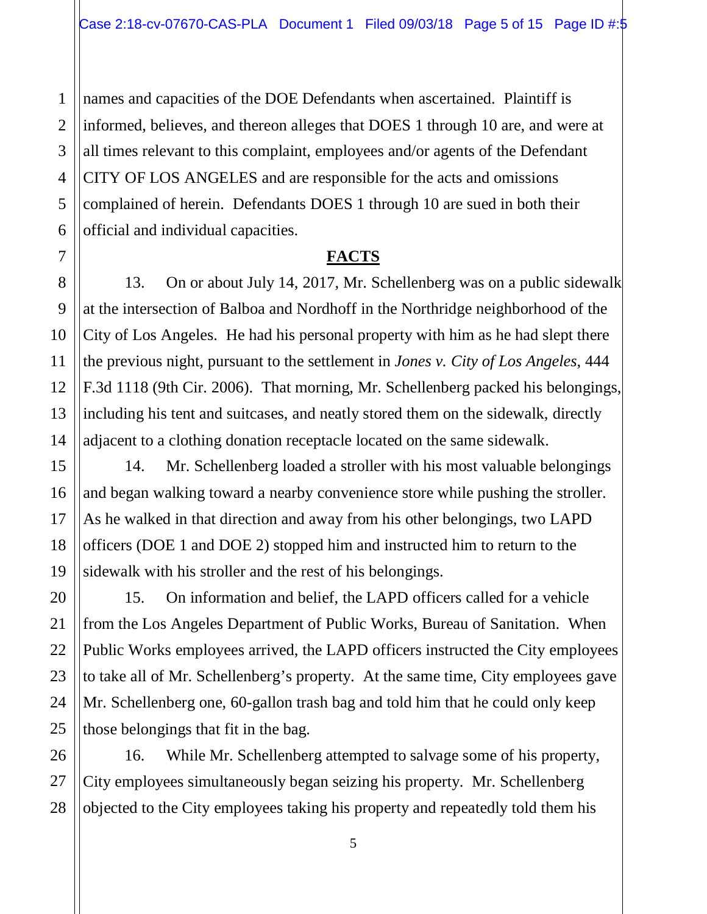names and capacities of the DOE Defendants when ascertained. Plaintiff is informed, believes, and thereon alleges that DOES 1 through 10 are, and were at all times relevant to this complaint, employees and/or agents of the Defendant CITY OF LOS ANGELES and are responsible for the acts and omissions complained of herein. Defendants DOES 1 through 10 are sued in both their official and individual capacities.

## FACTS

13. On or about July 14, 2017, Mr. Schellenberg was on a public sidewalk at the intersection of Balboa and Nordhoff in the Northridge neighborhood of the City of Los Angeles. He had his personal property with him as he had slept there the previous night, pursuant to the settlement in *Jones v. City of Los Angeles*, 444 F.3d 1118 (9th Cir. 2006). That morning, Mr. Schellenberg packed his belongings, including his tent and suitcases, and neatly stored them on the sidewalk, directly adjacent to a clothing donation receptacle located on the same sidewalk.

14. Mr. Schellenberg loaded a stroller with his most valuable belongings and began walking toward a nearby convenience store while pushing the stroller. As he walked in that direction and away from his other belongings, two LAPD officers (DOE 1 and DOE 2) stopped him and instructed him to return to the sidewalk with his stroller and the rest of his belongings.

15. On information and belief, the LAPD officers called for a vehicle from the Los Angeles Department of Public Works, Bureau of Sanitation. When Public Works employees arrived, the LAPD officers instructed the City employees to take all of Mr. Schellenberg's property. At the same time, City employees gave Mr. Schellenberg one, 60-gallon trash bag and told him that he could only keep those belongings that fit in the bag.

16. While Mr. Schellenberg attempted to salvage some of his property, City employees simultaneously began seizing his property. Mr. Schellenberg objected to the City employees taking his property and repeatedly told them his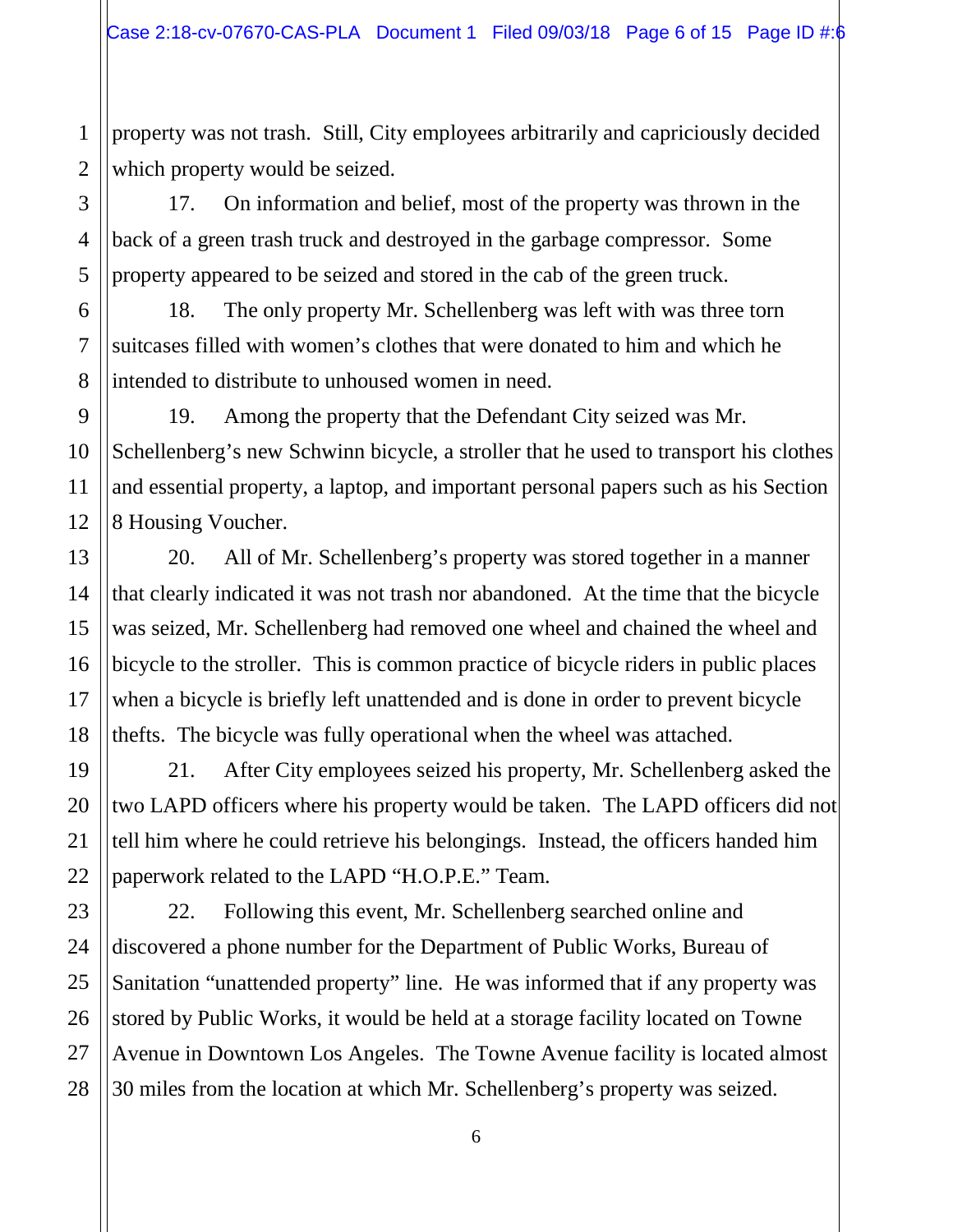property was not trash. Still, City employees arbitrarily and capriciously decided which property would be seized.

17. On information and belief, most of the property was thrown in the back of a green trash truck and destroyed in the garbage compressor. Some property appeared to be seized and stored in the cab of the green truck.

18. The only property Mr. Schellenberg was left with was three torn suitcases filled with women's clothes that were donated to him and which he intended to distribute to unhoused women in need.

19. Among the property that the Defendant City seized was Mr. Schellenberg's new Schwinn bicycle, a stroller that he used to transport his clothes and essential property, a laptop, and important personal papers such as his Section 8 Housing Voucher.

20. All of Mr. Schellenberg's property was stored together in a manner that clearly indicated it was not trash nor abandoned. At the time that the bicycle was seized, Mr. Schellenberg had removed one wheel and chained the wheel and bicycle to the stroller. This is common practice of bicycle riders in public places when a bicycle is briefly left unattended and is done in order to prevent bicycle thefts. The bicycle was fully operational when the wheel was attached.

21. After City employees seized his property, Mr. Schellenberg asked the two LAPD officers where his property would be taken. The LAPD officers did not tell him where he could retrieve his belongings. Instead, the officers handed him paperwork related to the LAPD "H.O.P.E." Team.

22. Following this event, Mr. Schellenberg searched online and discovered a phone number for the Department of Public Works, Bureau of Sanitation "unattended property" line. He was informed that if any property was stored by Public Works, it would be held at a storage facility located on Towne Avenue in Downtown Los Angeles. The Towne Avenue facility is located almost 30 miles from the location at which Mr. Schellenberg's property was seized.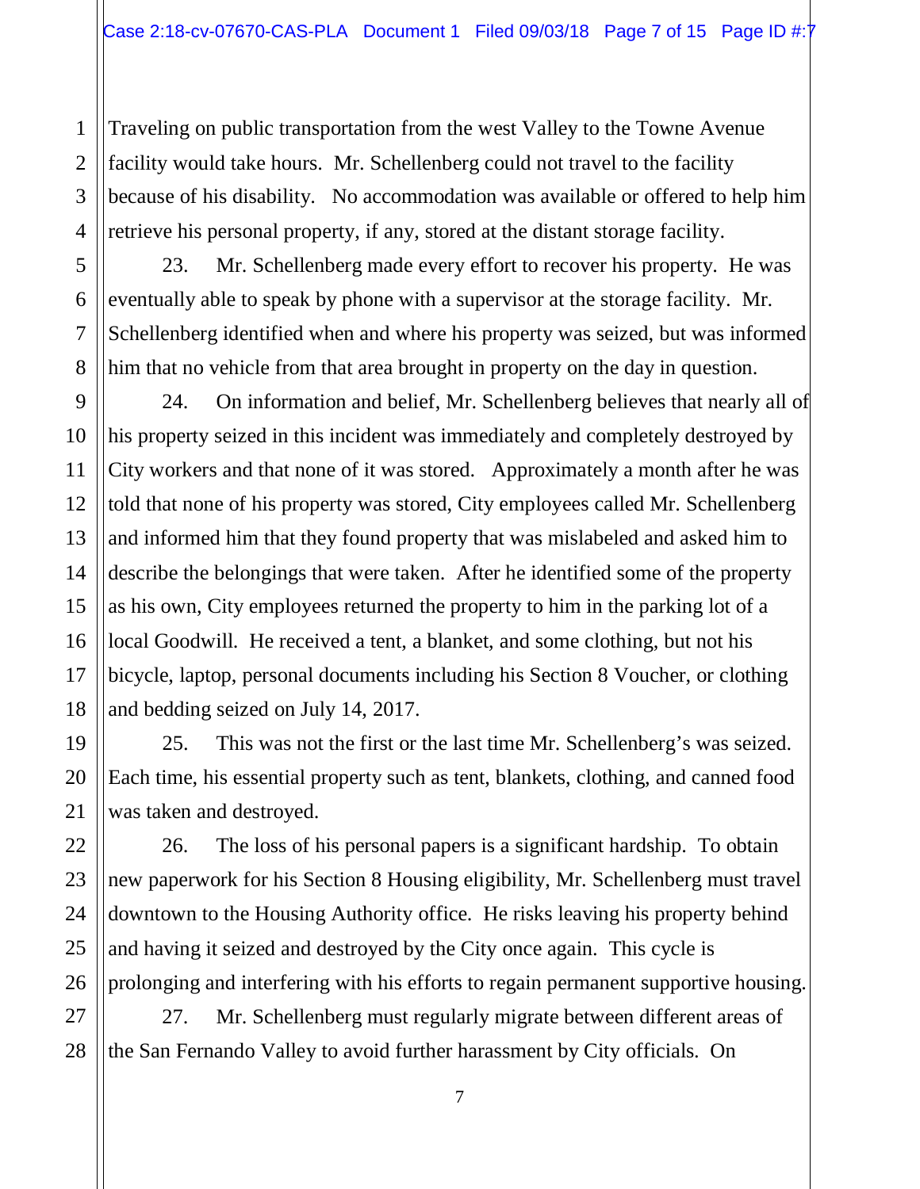Traveling on public transportation from the west Valley to the Towne Avenue facility would take hours. Mr. Schellenberg could not travel to the facility because of his disability. No accommodation was available or offered to help him retrieve his personal property, if any, stored at the distant storage facility.

23. Mr. Schellenberg made every effort to recover his property. He was eventually able to speak by phone with a supervisor at the storage facility. Mr. Schellenberg identified when and where his property was seized, but was informed him that no vehicle from that area brought in property on the day in question.

24. On information and belief, Mr. Schellenberg believes that nearly all of his property seized in this incident was immediately and completely destroyed by City workers and that none of it was stored. Approximately a month after he was told that none of his property was stored, City employees called Mr. Schellenberg and informed him that they found property that was mislabeled and asked him to describe the belongings that were taken. After he identified some of the property as his own, City employees returned the property to him in the parking lot of a local Goodwill. He received a tent, a blanket, and some clothing, but not his bicycle, laptop, personal documents including his Section 8 Voucher, or clothing and bedding seized on July 14, 2017.

25. This was not the first or the last time Mr. Schellenberg's was seized. Each time, his essential property such as tent, blankets, clothing, and canned food was taken and destroyed.

26. The loss of his personal papers is a significant hardship. To obtain new paperwork for his Section 8 Housing eligibility, Mr. Schellenberg must travel downtown to the Housing Authority office. He risks leaving his property behind and having it seized and destroyed by the City once again. This cycle is prolonging and interfering with his efforts to regain permanent supportive housing.

27. Mr. Schellenberg must regularly migrate between different areas of the San Fernando Valley to avoid further harassment by City officials. On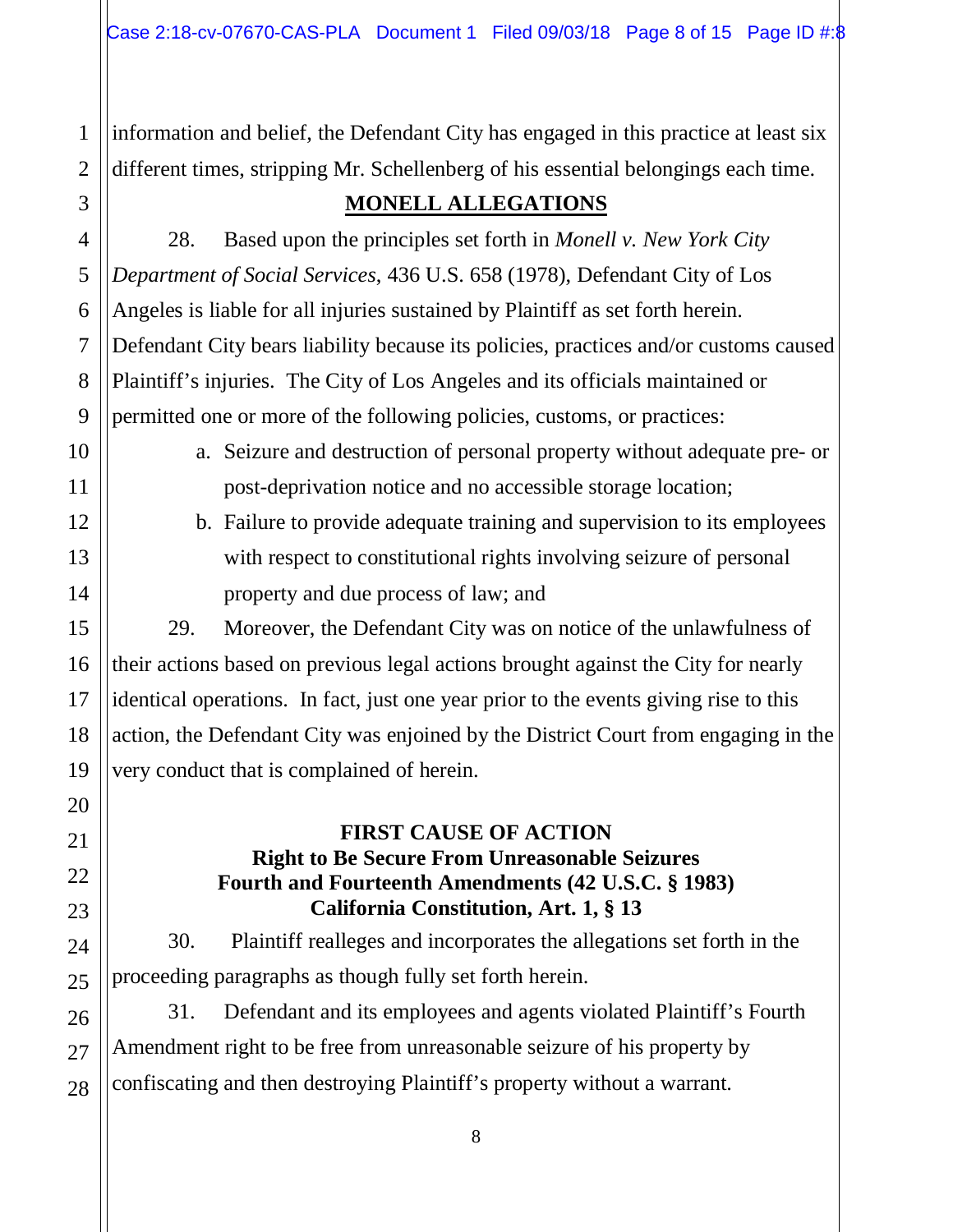information and belief, the Defendant City has engaged in this practice at least six different times, stripping Mr. Schellenberg of his essential belongings each time.

## MONELL ALLEGATIONS

28. Based upon the principles set forth in *Monell v. New York City Department of Social Services*, 436 U.S. 658 (1978), Defendant City of Los Angeles is liable for all injuries sustained by Plaintiff as set forth herein. Defendant City bears liability because its policies, practices and/or customs caused Plaintiff's injuries. The City of Los Angeles and its officials maintained or permitted one or more of the following policies, customs, or practices:

a. Seizure and destruction of personal property without adequate pre- or post-deprivation notice and no accessible storage location;

b. Failure to provide adequate training and supervision to its employees with respect to constitutional rights involving seizure of personal property and due process of law; and

29. Moreover, the Defendant City was on notice of the unlawfulness of their actions based on previous legal actions brought against the City for nearly identical operations. In fact, just one year prior to the events giving rise to this action, the Defendant City was enjoined by the District Court from engaging in the very conduct that is complained of herein.

## FIRST CAUSE OF ACTION
**Right to Be Secure From Unreasonable Seizures**
**Fourth and Fourteenth Amendments (42 U.S.C. § 1983)**
**California Constitution, Art. 1, § 13**

30. Plaintiff realleges and incorporates the allegations set forth in the proceeding paragraphs as though fully set forth herein.

31. Defendant and its employees and agents violated Plaintiff's Fourth Amendment right to be free from unreasonable seizure of his property by confiscating and then destroying Plaintiff's property without a warrant.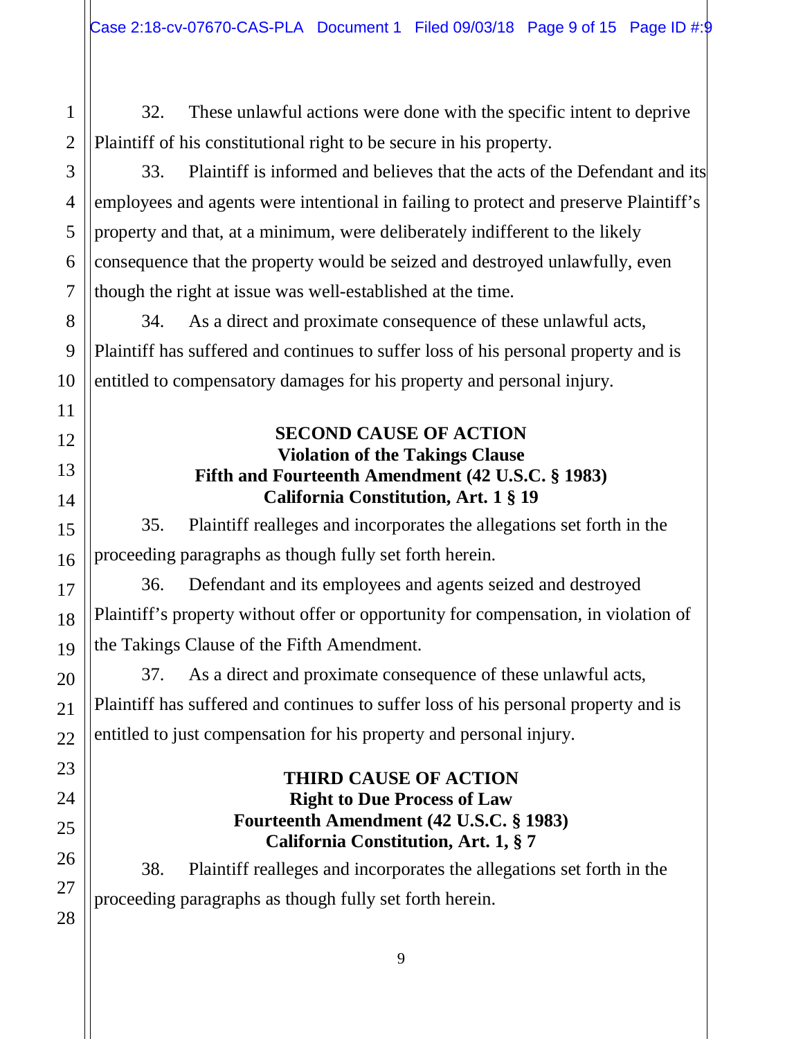32. These unlawful actions were done with the specific intent to deprive Plaintiff of his constitutional right to be secure in his property.

33. Plaintiff is informed and believes that the acts of the Defendant and its employees and agents were intentional in failing to protect and preserve Plaintiff's property and that, at a minimum, were deliberately indifferent to the likely consequence that the property would be seized and destroyed unlawfully, even though the right at issue was well-established at the time.

34. As a direct and proximate consequence of these unlawful acts, Plaintiff has suffered and continues to suffer loss of his personal property and is entitled to compensatory damages for his property and personal injury.

**SECOND CAUSE OF ACTION**
**Violation of the Takings Clause**
**Fifth and Fourteenth Amendment (42 U.S.C. § 1983)**
**California Constitution, Art. 1 § 19**

35. Plaintiff realleges and incorporates the allegations set forth in the proceeding paragraphs as though fully set forth herein.

36. Defendant and its employees and agents seized and destroyed Plaintiff's property without offer or opportunity for compensation, in violation of the Takings Clause of the Fifth Amendment.

37. As a direct and proximate consequence of these unlawful acts, Plaintiff has suffered and continues to suffer loss of his personal property and is entitled to just compensation for his property and personal injury.

**THIRD CAUSE OF ACTION**
**Right to Due Process of Law**
**Fourteenth Amendment (42 U.S.C. § 1983)**
**California Constitution, Art. 1, § 7**

38. Plaintiff realleges and incorporates the allegations set forth in the proceeding paragraphs as though fully set forth herein.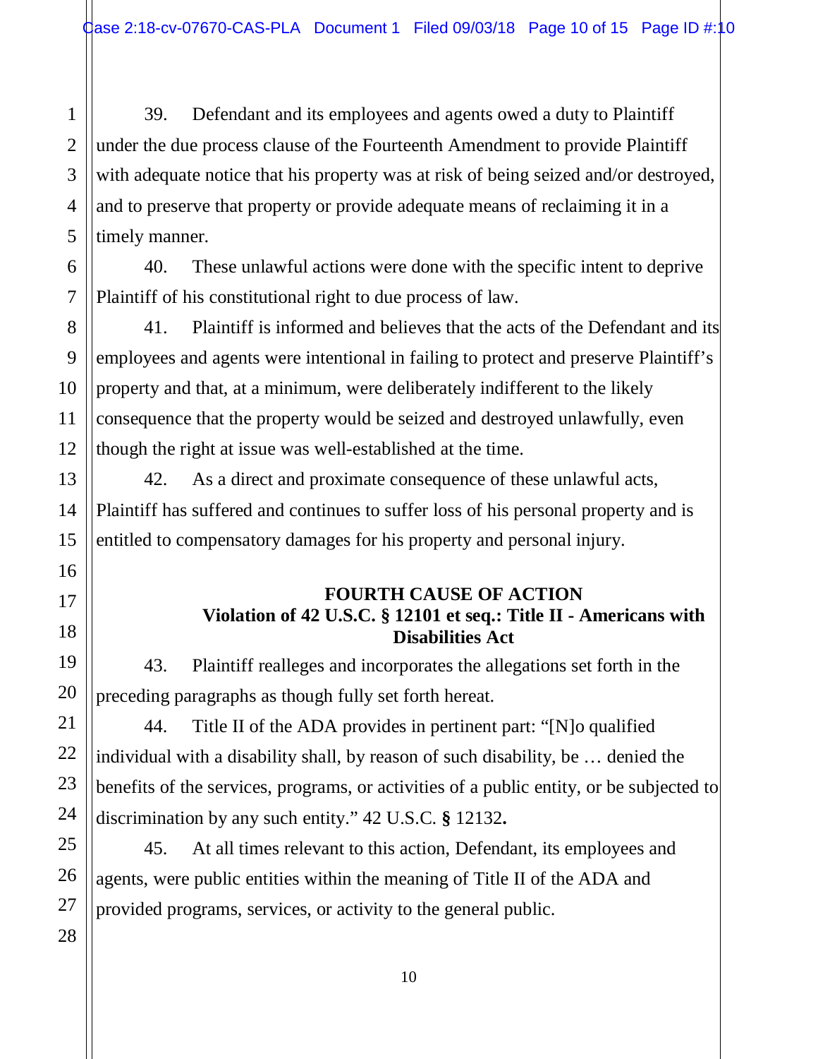39. Defendant and its employees and agents owed a duty to Plaintiff under the due process clause of the Fourteenth Amendment to provide Plaintiff with adequate notice that his property was at risk of being seized and/or destroyed, and to preserve that property or provide adequate means of reclaiming it in a timely manner.

40. These unlawful actions were done with the specific intent to deprive Plaintiff of his constitutional right to due process of law.

41. Plaintiff is informed and believes that the acts of the Defendant and its employees and agents were intentional in failing to protect and preserve Plaintiff's property and that, at a minimum, were deliberately indifferent to the likely consequence that the property would be seized and destroyed unlawfully, even though the right at issue was well-established at the time.

42. As a direct and proximate consequence of these unlawful acts, Plaintiff has suffered and continues to suffer loss of his personal property and is entitled to compensatory damages for his property and personal injury.

**FOURTH CAUSE OF ACTION**
**Violation of 42 U.S.C. § 12101 et seq.: Title II - Americans with Disabilities Act**

43. Plaintiff realleges and incorporates the allegations set forth in the preceding paragraphs as though fully set forth hereat.

44. Title II of the ADA provides in pertinent part: "[N]o qualified individual with a disability shall, by reason of such disability, be … denied the benefits of the services, programs, or activities of a public entity, or be subjected to discrimination by any such entity." 42 U.S.C. **§** 12132**.**

45. At all times relevant to this action, Defendant, its employees and agents, were public entities within the meaning of Title II of the ADA and provided programs, services, or activity to the general public.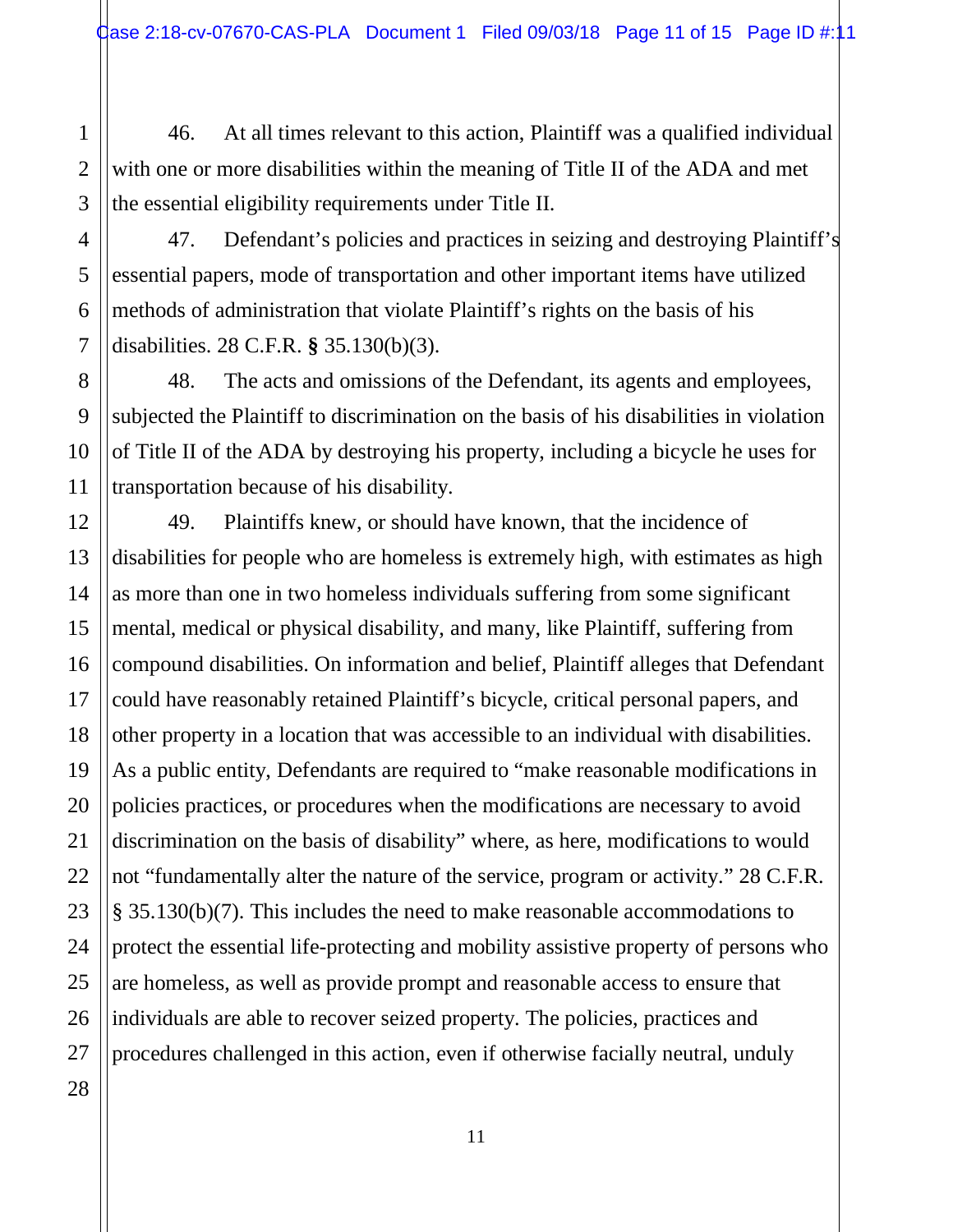46. At all times relevant to this action, Plaintiff was a qualified individual with one or more disabilities within the meaning of Title II of the ADA and met the essential eligibility requirements under Title II.

47. Defendant's policies and practices in seizing and destroying Plaintiff's essential papers, mode of transportation and other important items have utilized methods of administration that violate Plaintiff's rights on the basis of his disabilities. 28 C.F.R. **§** 35.130(b)(3).

48. The acts and omissions of the Defendant, its agents and employees, subjected the Plaintiff to discrimination on the basis of his disabilities in violation of Title II of the ADA by destroying his property, including a bicycle he uses for transportation because of his disability.

49. Plaintiffs knew, or should have known, that the incidence of disabilities for people who are homeless is extremely high, with estimates as high as more than one in two homeless individuals suffering from some significant mental, medical or physical disability, and many, like Plaintiff, suffering from compound disabilities. On information and belief, Plaintiff alleges that Defendant could have reasonably retained Plaintiff's bicycle, critical personal papers, and other property in a location that was accessible to an individual with disabilities. As a public entity, Defendants are required to "make reasonable modifications in policies practices, or procedures when the modifications are necessary to avoid discrimination on the basis of disability" where, as here, modifications to would not "fundamentally alter the nature of the service, program or activity." 28 C.F.R. § 35.130(b)(7). This includes the need to make reasonable accommodations to protect the essential life-protecting and mobility assistive property of persons who are homeless, as well as provide prompt and reasonable access to ensure that individuals are able to recover seized property. The policies, practices and procedures challenged in this action, even if otherwise facially neutral, unduly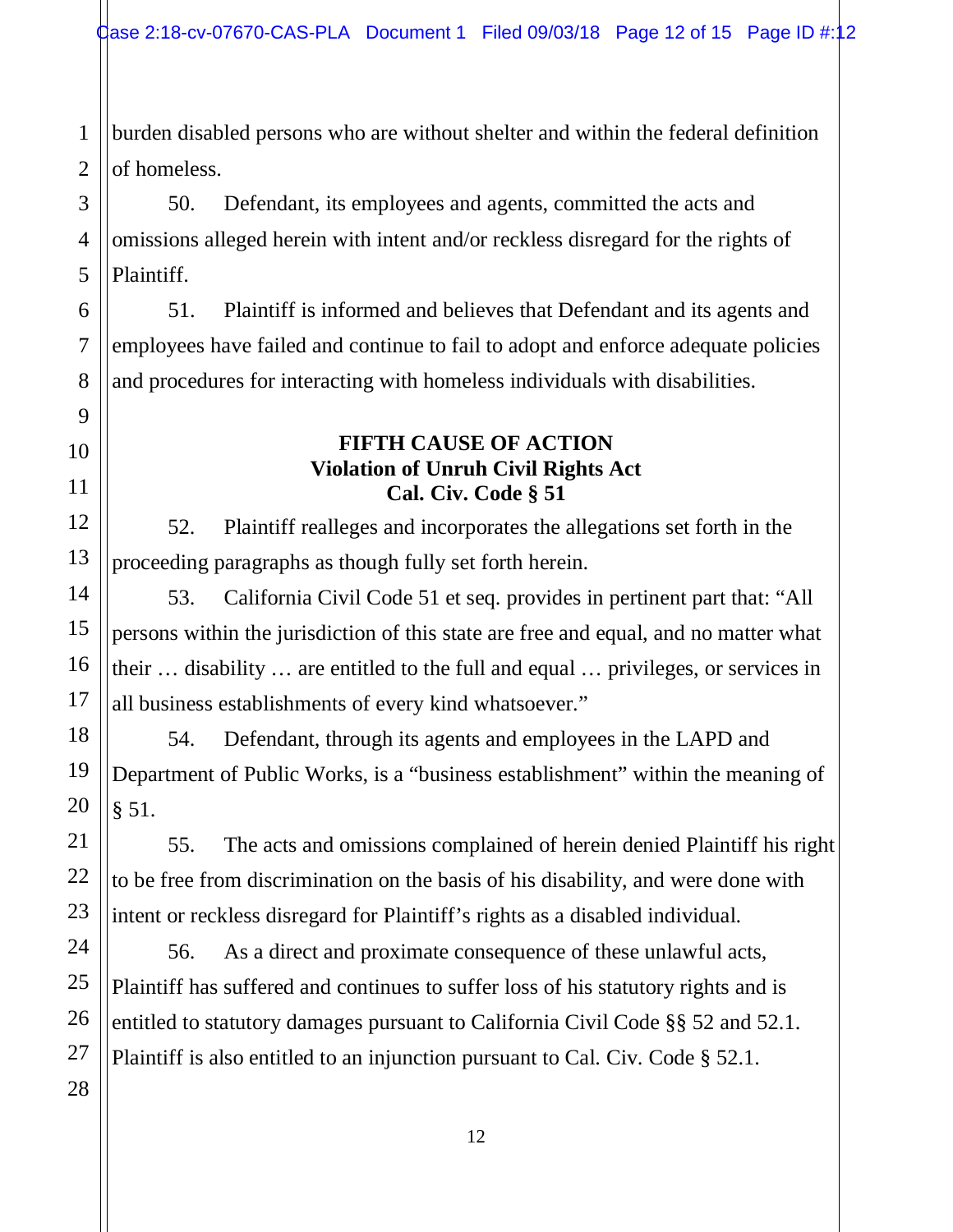burden disabled persons who are without shelter and within the federal definition of homeless.

50. Defendant, its employees and agents, committed the acts and omissions alleged herein with intent and/or reckless disregard for the rights of Plaintiff.

51. Plaintiff is informed and believes that Defendant and its agents and employees have failed and continue to fail to adopt and enforce adequate policies and procedures for interacting with homeless individuals with disabilities.

**FIFTH CAUSE OF ACTION**
**Violation of Unruh Civil Rights Act**
**Cal. Civ. Code § 51**

52. Plaintiff realleges and incorporates the allegations set forth in the proceeding paragraphs as though fully set forth herein.

53. California Civil Code 51 et seq. provides in pertinent part that: "All persons within the jurisdiction of this state are free and equal, and no matter what their … disability … are entitled to the full and equal … privileges, or services in all business establishments of every kind whatsoever."

54. Defendant, through its agents and employees in the LAPD and Department of Public Works, is a "business establishment" within the meaning of § 51.

55. The acts and omissions complained of herein denied Plaintiff his right to be free from discrimination on the basis of his disability, and were done with intent or reckless disregard for Plaintiff's rights as a disabled individual.

56. As a direct and proximate consequence of these unlawful acts, Plaintiff has suffered and continues to suffer loss of his statutory rights and is entitled to statutory damages pursuant to California Civil Code §§ 52 and 52.1. Plaintiff is also entitled to an injunction pursuant to Cal. Civ. Code § 52.1.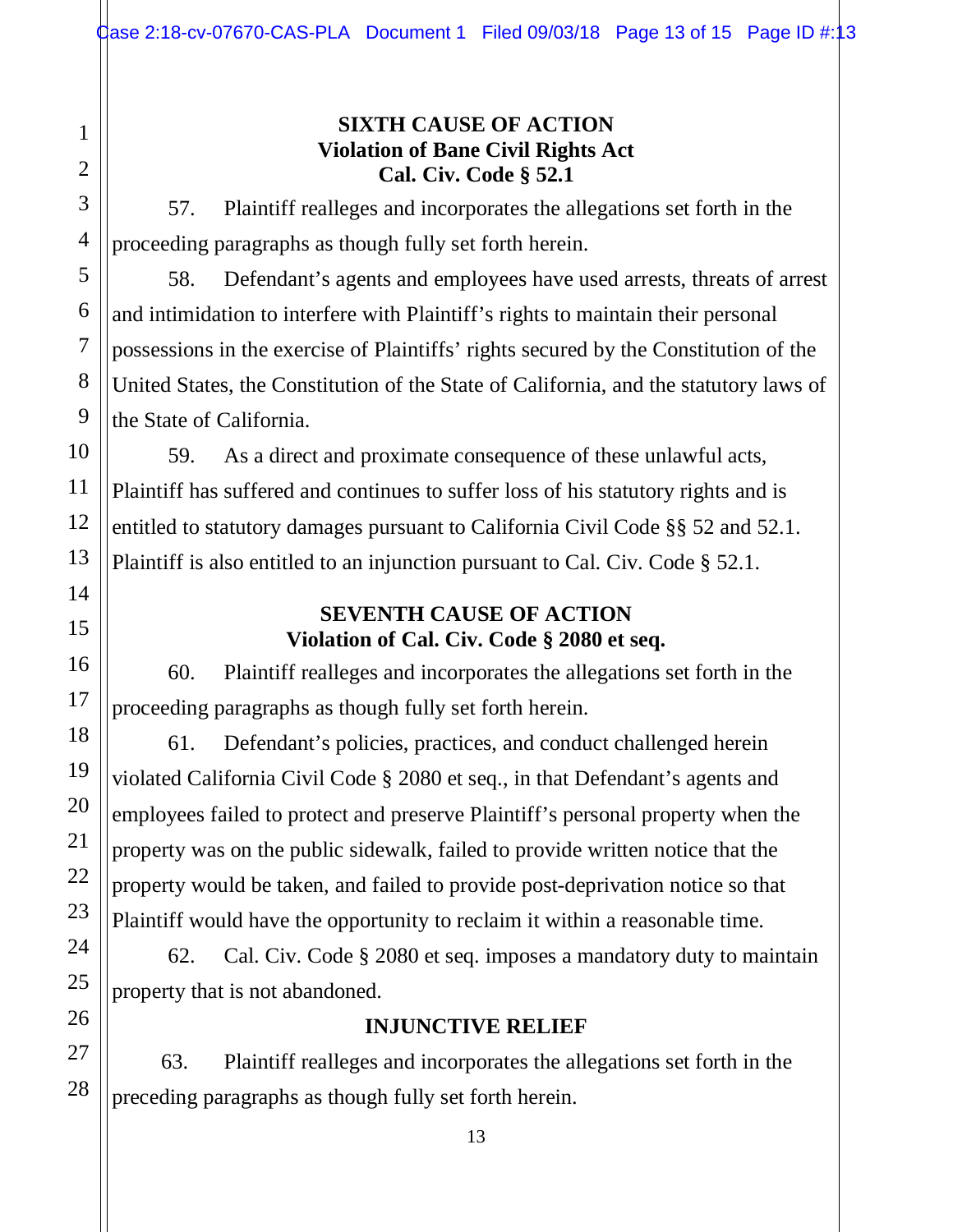**SIXTH CAUSE OF ACTION**
**Violation of Bane Civil Rights Act**
**Cal. Civ. Code § 52.1**

57. Plaintiff realleges and incorporates the allegations set forth in the proceeding paragraphs as though fully set forth herein.

58. Defendant's agents and employees have used arrests, threats of arrest and intimidation to interfere with Plaintiff's rights to maintain their personal possessions in the exercise of Plaintiffs' rights secured by the Constitution of the United States, the Constitution of the State of California, and the statutory laws of the State of California.

59. As a direct and proximate consequence of these unlawful acts, Plaintiff has suffered and continues to suffer loss of his statutory rights and is entitled to statutory damages pursuant to California Civil Code §§ 52 and 52.1. Plaintiff is also entitled to an injunction pursuant to Cal. Civ. Code § 52.1.

**SEVENTH CAUSE OF ACTION**
**Violation of Cal. Civ. Code § 2080 et seq.**

60. Plaintiff realleges and incorporates the allegations set forth in the proceeding paragraphs as though fully set forth herein.

61. Defendant's policies, practices, and conduct challenged herein violated California Civil Code § 2080 et seq., in that Defendant's agents and employees failed to protect and preserve Plaintiff's personal property when the property was on the public sidewalk, failed to provide written notice that the property would be taken, and failed to provide post-deprivation notice so that Plaintiff would have the opportunity to reclaim it within a reasonable time.

62. Cal. Civ. Code § 2080 et seq. imposes a mandatory duty to maintain property that is not abandoned.

**INJUNCTIVE RELIEF**

63. Plaintiff realleges and incorporates the allegations set forth in the preceding paragraphs as though fully set forth herein.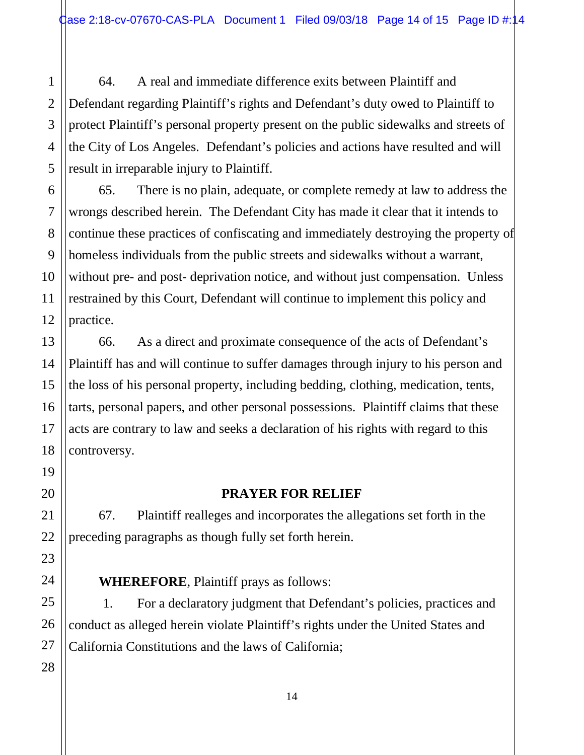64. A real and immediate difference exits between Plaintiff and Defendant regarding Plaintiff's rights and Defendant's duty owed to Plaintiff to protect Plaintiff's personal property present on the public sidewalks and streets of the City of Los Angeles. Defendant's policies and actions have resulted and will result in irreparable injury to Plaintiff.

65. There is no plain, adequate, or complete remedy at law to address the wrongs described herein. The Defendant City has made it clear that it intends to continue these practices of confiscating and immediately destroying the property of homeless individuals from the public streets and sidewalks without a warrant, without pre- and post- deprivation notice, and without just compensation. Unless restrained by this Court, Defendant will continue to implement this policy and practice.

66. As a direct and proximate consequence of the acts of Defendant's Plaintiff has and will continue to suffer damages through injury to his person and the loss of his personal property, including bedding, clothing, medication, tents, tarts, personal papers, and other personal possessions. Plaintiff claims that these acts are contrary to law and seeks a declaration of his rights with regard to this controversy.

## PRAYER FOR RELIEF

67. Plaintiff realleges and incorporates the allegations set forth in the preceding paragraphs as though fully set forth herein.

**WHEREFORE**, Plaintiff prays as follows:

1. For a declaratory judgment that Defendant's policies, practices and conduct as alleged herein violate Plaintiff's rights under the United States and California Constitutions and the laws of California;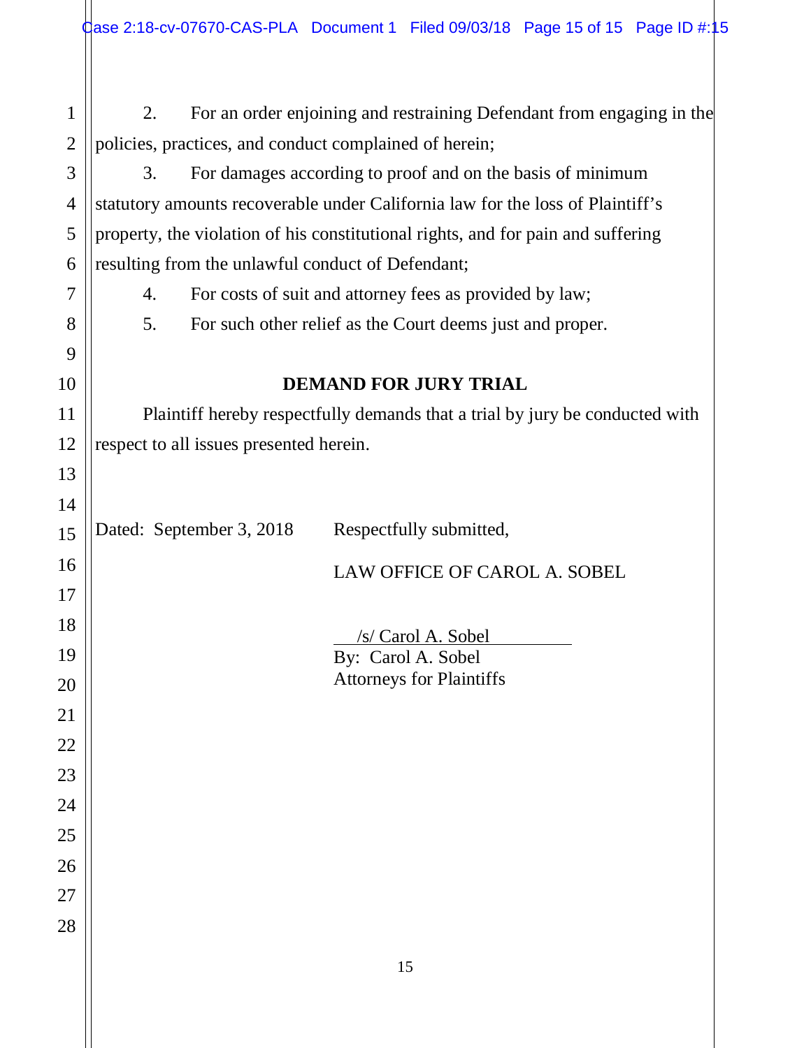2. For an order enjoining and restraining Defendant from engaging in the policies, practices, and conduct complained of herein;

3. For damages according to proof and on the basis of minimum statutory amounts recoverable under California law for the loss of Plaintiff's property, the violation of his constitutional rights, and for pain and suffering resulting from the unlawful conduct of Defendant;

4. For costs of suit and attorney fees as provided by law;

5. For such other relief as the Court deems just and proper.

**DEMAND FOR JURY TRIAL**

Plaintiff hereby respectfully demands that a trial by jury be conducted with respect to all issues presented herein.

Dated: September 3, 2018

Respectfully submitted,

LAW OFFICE OF CAROL A. SOBEL

/s/ Carol A. Sobel
By: Carol A. Sobel
Attorneys for Plaintiffs